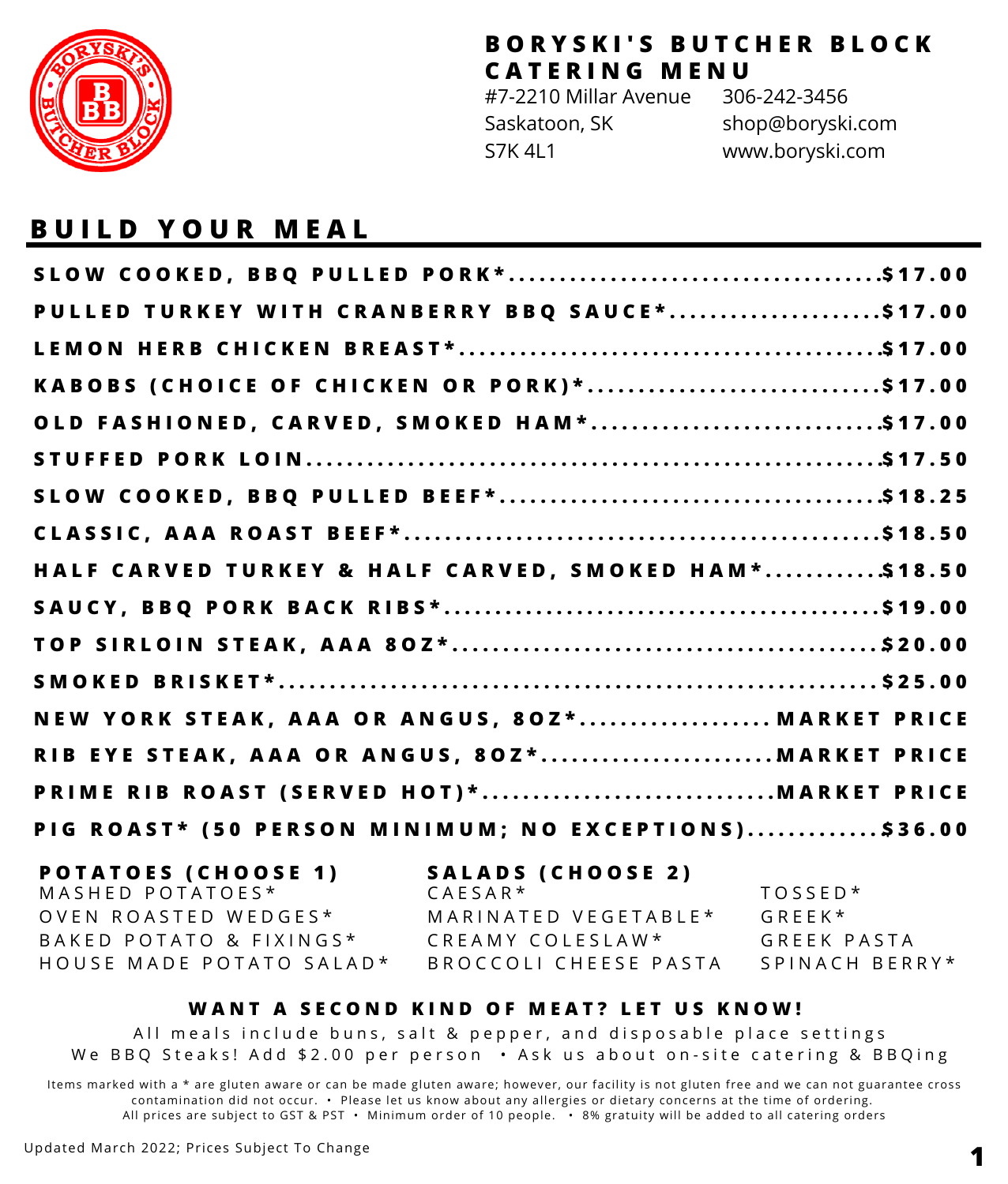# BORYSKI'S BUTCHER BLOCK CATERING MENU

#7-2210 Millar Avenue
Saskatoon, SK
S7K 4L1

306-242-3456
shop@boryski.com
www.boryski.com

## BUILD YOUR MEAL

| Item | Price |
|---|---|
| SLOW COOKED, BBQ PULLED PORK* | $17.00 |
| PULLED TURKEY WITH CRANBERRY BBQ SAUCE* | $17.00 |
| LEMON HERB CHICKEN BREAST* | $17.00 |
| KABOBS (CHOICE OF CHICKEN OR PORK)* | $17.00 |
| OLD FASHIONED, CARVED, SMOKED HAM* | $17.00 |
| STUFFED PORK LOIN | $17.50 |
| SLOW COOKED, BBQ PULLED BEEF* | $18.25 |
| CLASSIC, AAA ROAST BEEF* | $18.50 |
| HALF CARVED TURKEY & HALF CARVED, SMOKED HAM* | $18.50 |
| SAUCY, BBQ PORK BACK RIBS* | $19.00 |
| TOP SIRLOIN STEAK, AAA 8OZ* | $20.00 |
| SMOKED BRISKET* | $25.00 |
| NEW YORK STEAK, AAA OR ANGUS, 8OZ* | MARKET PRICE |
| RIB EYE STEAK, AAA OR ANGUS, 8OZ* | MARKET PRICE |
| PRIME RIB ROAST (SERVED HOT)* | MARKET PRICE |
| PIG ROAST* (50 PERSON MINIMUM; NO EXCEPTIONS) | $36.00 |

### POTATOES (CHOOSE 1)

- MASHED POTATOES*
- OVEN ROASTED WEDGES*
- BAKED POTATO & FIXINGS*
- HOUSE MADE POTATO SALAD*

### SALADS (CHOOSE 2)

- CAESAR*
- MARINATED VEGETABLE*
- CREAMY COLESLAW*
- BROCCOLI CHEESE PASTA
- TOSSED*
- GREEK*
- GREEK PASTA
- SPINACH BERRY*

**WANT A SECOND KIND OF MEAT? LET US KNOW!**

All meals include buns, salt & pepper, and disposable place settings

We BBQ Steaks! Add $2.00 per person • Ask us about on-site catering & BBQing

Items marked with a * are gluten aware or can be made gluten aware; however, our facility is not gluten free and we can not guarantee cross contamination did not occur. • Please let us know about any allergies or dietary concerns at the time of ordering.
All prices are subject to GST & PST • Minimum order of 10 people. • 8% gratuity will be added to all catering orders

Updated March 2022; Prices Subject To Change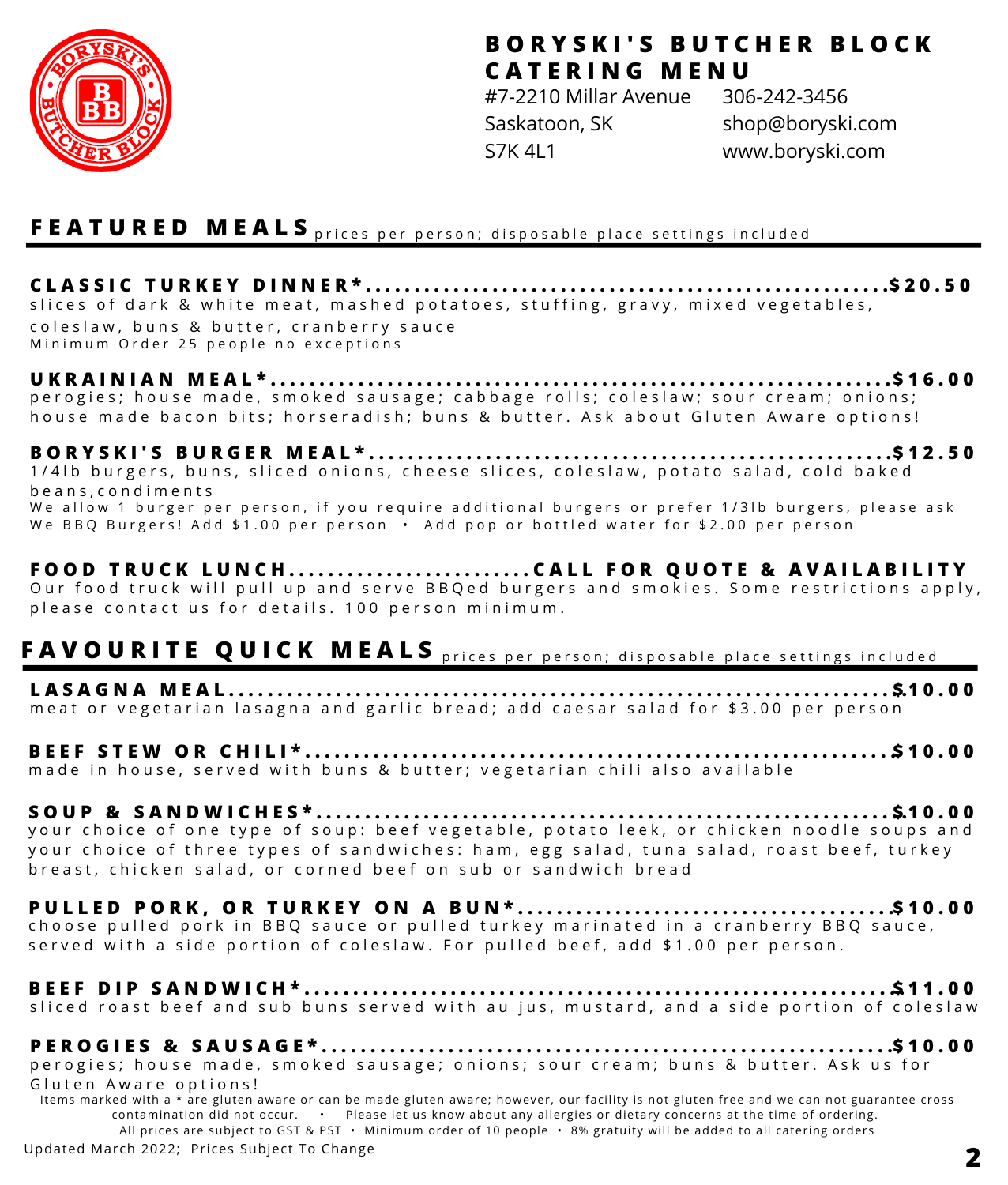# BORYSKI'S BUTCHER BLOCK CATERING MENU

#7-2210 Millar Avenue
Saskatoon, SK
S7K 4L1

306-242-3456
shop@boryski.com
www.boryski.com

## FEATURED MEALS

prices per person; disposable place settings included

**CLASSIC TURKEY DINNER*......................................................$20.50**
slices of dark & white meat, mashed potatoes, stuffing, gravy, mixed vegetables, coleslaw, buns & butter, cranberry sauce
Minimum Order 25 people no exceptions

**UKRAINIAN MEAL*...............................................................$16.00**
perogies; house made, smoked sausage; cabbage rolls; coleslaw; sour cream; onions; house made bacon bits; horseradish; buns & butter. Ask about Gluten Aware options!

**BORYSKI'S BURGER MEAL*.....................................................$12.50**
1/4lb burgers, buns, sliced onions, cheese slices, coleslaw, potato salad, cold baked beans,condiments
We allow 1 burger per person, if you require additional burgers or prefer 1/3lb burgers, please ask
We BBQ Burgers! Add $1.00 per person • Add pop or bottled water for $2.00 per person

**FOOD TRUCK LUNCH.........................CALL FOR QUOTE & AVAILABILITY**
Our food truck will pull up and serve BBQed burgers and smokies. Some restrictions apply, please contact us for details. 100 person minimum.

## FAVOURITE QUICK MEALS

prices per person; disposable place settings included

**LASAGNA MEAL...................................................................$10.00**
meat or vegetarian lasagna and garlic bread; add caesar salad for $3.00 per person

**BEEF STEW OR CHILI*..........................................................$10.00**
made in house, served with buns & butter; vegetarian chili also available

**SOUP & SANDWICHES*..........................................................$10.00**
your choice of one type of soup: beef vegetable, potato leek, or chicken noodle soups and your choice of three types of sandwiches: ham, egg salad, tuna salad, roast beef, turkey breast, chicken salad, or corned beef on sub or sandwich bread

**PULLED PORK, OR TURKEY ON A BUN*......................................$10.00**
choose pulled pork in BBQ sauce or pulled turkey marinated in a cranberry BBQ sauce, served with a side portion of coleslaw. For pulled beef, add $1.00 per person.

**BEEF DIP SANDWICH*...........................................................$11.00**
sliced roast beef and sub buns served with au jus, mustard, and a side portion of coleslaw

**PEROGIES & SAUSAGE*..........................................................$10.00**
perogies; house made, smoked sausage; onions; sour cream; buns & butter. Ask us for Gluten Aware options!

Items marked with a * are gluten aware or can be made gluten aware; however, our facility is not gluten free and we can not guarantee cross contamination did not occur. • Please let us know about any allergies or dietary concerns at the time of ordering.
All prices are subject to GST & PST • Minimum order of 10 people • 8% gratuity will be added to all catering orders

Updated March 2022; Prices Subject To Change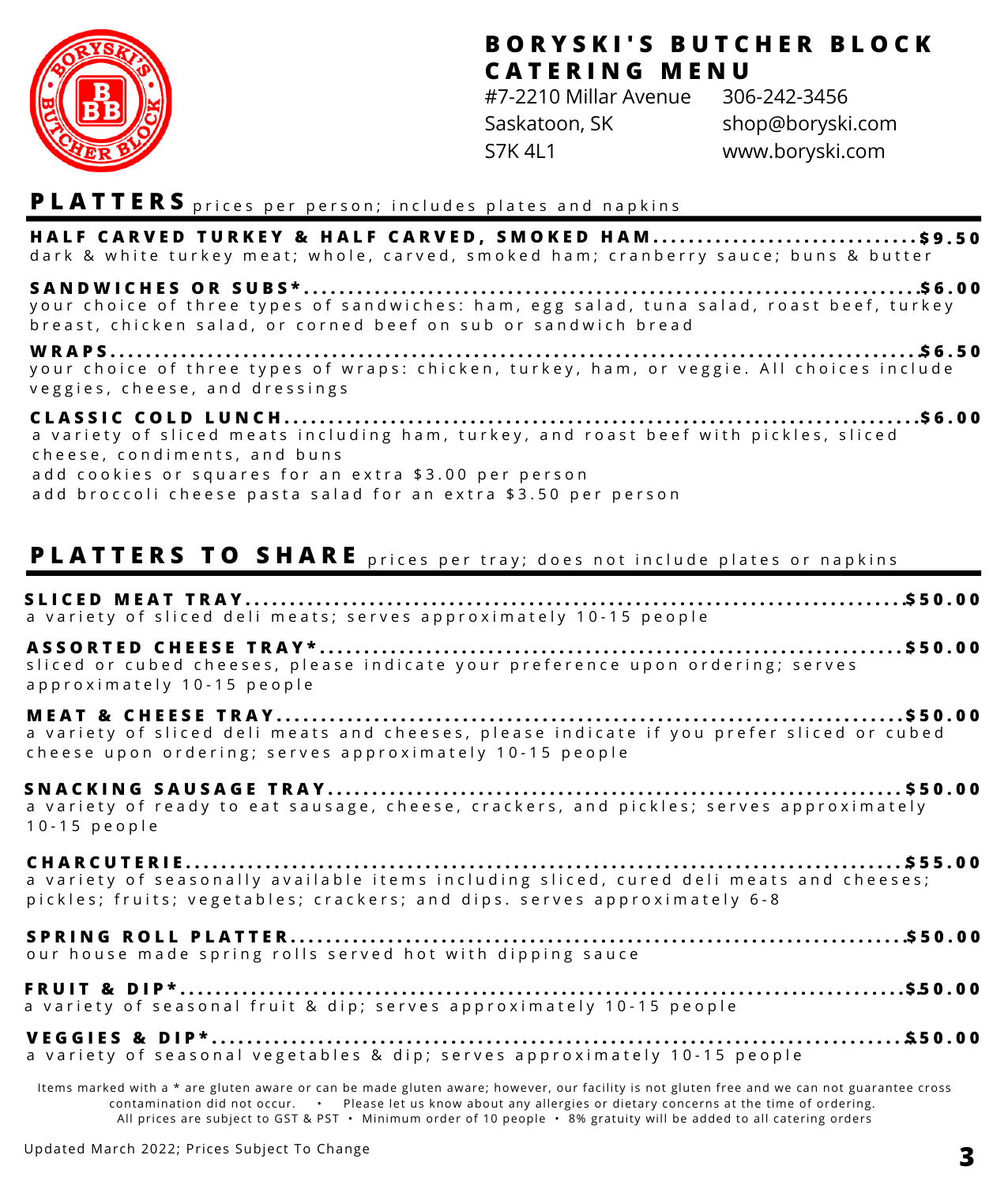# BORYSKI'S BUTCHER BLOCK CATERING MENU

#7-2210 Millar Avenue
Saskatoon, SK
S7K 4L1

306-242-3456
shop@boryski.com
www.boryski.com

## PLATTERS prices per person; includes plates and napkins

**HALF CARVED TURKEY & HALF CARVED, SMOKED HAM.............................$9.50**
dark & white turkey meat; whole, carved, smoked ham; cranberry sauce; buns & butter

**SANDWICHES OR SUBS*.............................$6.00**
your choice of three types of sandwiches: ham, egg salad, tuna salad, roast beef, turkey breast, chicken salad, or corned beef on sub or sandwich bread

**WRAPS.............................$6.50**
your choice of three types of wraps: chicken, turkey, ham, or veggie. All choices include veggies, cheese, and dressings

**CLASSIC COLD LUNCH.............................$6.00**
a variety of sliced meats including ham, turkey, and roast beef with pickles, sliced cheese, condiments, and buns
add cookies or squares for an extra $3.00 per person
add broccoli cheese pasta salad for an extra $3.50 per person

## PLATTERS TO SHARE prices per tray; does not include plates or napkins

**SLICED MEAT TRAY.............................$50.00**
a variety of sliced deli meats; serves approximately 10-15 people

**ASSORTED CHEESE TRAY*.............................$50.00**
sliced or cubed cheeses, please indicate your preference upon ordering; serves approximately 10-15 people

**MEAT & CHEESE TRAY.............................$50.00**
a variety of sliced deli meats and cheeses, please indicate if you prefer sliced or cubed cheese upon ordering; serves approximately 10-15 people

**SNACKING SAUSAGE TRAY.............................$50.00**
a variety of ready to eat sausage, cheese, crackers, and pickles; serves approximately 10-15 people

**CHARCUTERIE.............................$55.00**
a variety of seasonally available items including sliced, cured deli meats and cheeses; pickles; fruits; vegetables; crackers; and dips. serves approximately 6-8

**SPRING ROLL PLATTER.............................$50.00**
our house made spring rolls served hot with dipping sauce

**FRUIT & DIP*.............................$50.00**
a variety of seasonal fruit & dip; serves approximately 10-15 people

**VEGGIES & DIP*.............................$50.00**
a variety of seasonal vegetables & dip; serves approximately 10-15 people

Items marked with a * are gluten aware or can be made gluten aware; however, our facility is not gluten free and we can not guarantee cross contamination did not occur. • Please let us know about any allergies or dietary concerns at the time of ordering.
All prices are subject to GST & PST • Minimum order of 10 people • 8% gratuity will be added to all catering orders

Updated March 2022; Prices Subject To Change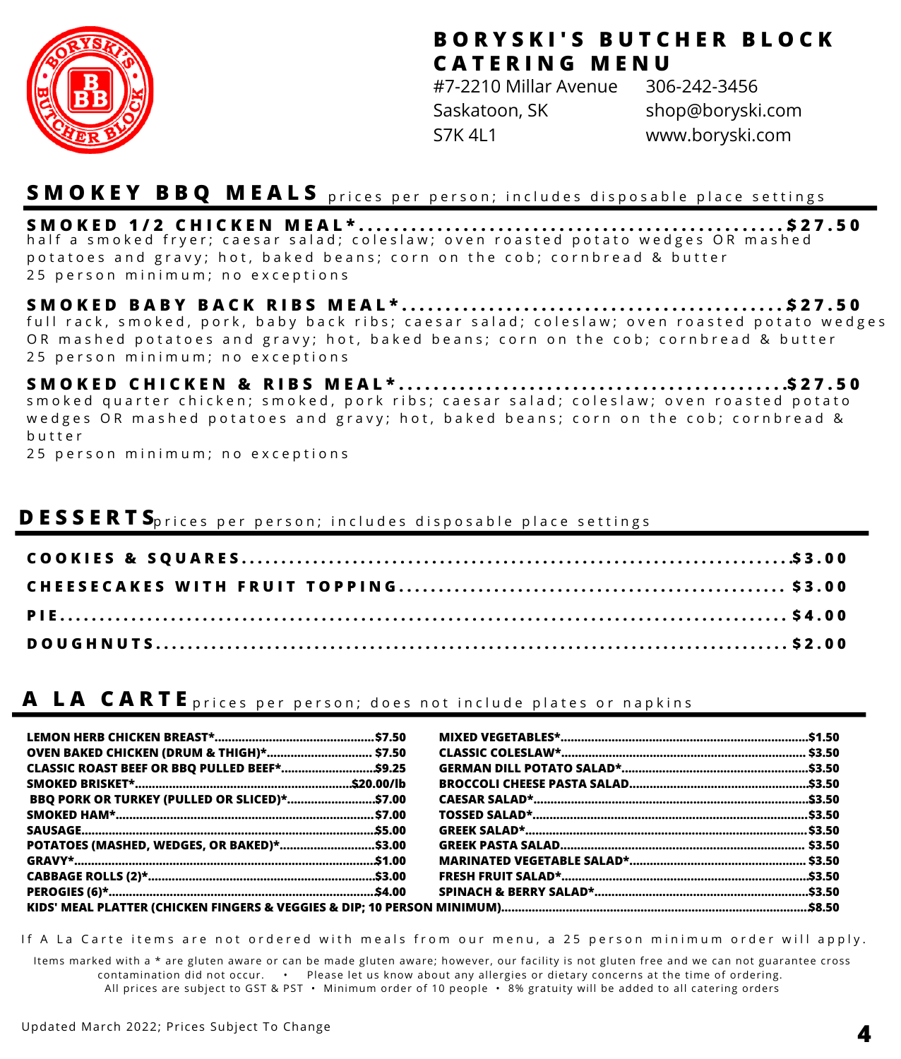# BORYSKI'S BUTCHER BLOCK CATERING MENU

#7-2210 Millar Avenue
Saskatoon, SK
S7K 4L1

306-242-3456
shop@boryski.com
www.boryski.com

## SMOKEY BBQ MEALS prices per person; includes disposable place settings

**SMOKED 1/2 CHICKEN MEAL*......$27.50**
half a smoked fryer; caesar salad; coleslaw; oven roasted potato wedges OR mashed potatoes and gravy; hot, baked beans; corn on the cob; cornbread & butter
25 person minimum; no exceptions

**SMOKED BABY BACK RIBS MEAL*......$27.50**
full rack, smoked, pork, baby back ribs; caesar salad; coleslaw; oven roasted potato wedges OR mashed potatoes and gravy; hot, baked beans; corn on the cob; cornbread & butter
25 person minimum; no exceptions

**SMOKED CHICKEN & RIBS MEAL*......$27.50**
smoked quarter chicken; smoked, pork ribs; caesar salad; coleslaw; oven roasted potato wedges OR mashed potatoes and gravy; hot, baked beans; corn on the cob; cornbread & butter
25 person minimum; no exceptions

## DESSERTS prices per person; includes disposable place settings

**COOKIES & SQUARES......$3.00**

**CHEESECAKES WITH FRUIT TOPPING...... $3.00**

**PIE......$4.00**

**DOUGHNUTS......$2.00**

## A LA CARTE prices per person; does not include plates or napkins

**LEMON HERB CHICKEN BREAST*......$7.50**
**OVEN BAKED CHICKEN (DRUM & THIGH)*...... $7.50**
**CLASSIC ROAST BEEF OR BBQ PULLED BEEF*......$9.25**
**SMOKED BRISKET*......$20.00/lb**
**BBQ PORK OR TURKEY (PULLED OR SLICED)*......$7.00**
**SMOKED HAM*......$7.00**
**SAUSAGE......$5.00**
**POTATOES (MASHED, WEDGES, OR BAKED)*......$3.00**
**GRAVY*......$1.00**
**CABBAGE ROLLS (2)*......$3.00**
**PEROGIES (6)*......$4.00**
**MIXED VEGETABLES*......$1.50**
**CLASSIC COLESLAW*......$3.50**
**GERMAN DILL POTATO SALAD*......$3.50**
**BROCCOLI CHEESE PASTA SALAD......$3.50**
**CAESAR SALAD*......$3.50**
**TOSSED SALAD*......$3.50**
**GREEK SALAD*......$3.50**
**GREEK PASTA SALAD...... $3.50**
**MARINATED VEGETABLE SALAD*...... $3.50**
**FRESH FRUIT SALAD*......$3.50**
**SPINACH & BERRY SALAD*......$3.50**
**KIDS' MEAL PLATTER (CHICKEN FINGERS & VEGGIES & DIP; 10 PERSON MINIMUM)......$8.50**

If A La Carte items are not ordered with meals from our menu, a 25 person minimum order will apply.

Items marked with a * are gluten aware or can be made gluten aware; however, our facility is not gluten free and we can not guarantee cross contamination did not occur. • Please let us know about any allergies or dietary concerns at the time of ordering.
All prices are subject to GST & PST • Minimum order of 10 people • 8% gratuity will be added to all catering orders

Updated March 2022; Prices Subject To Change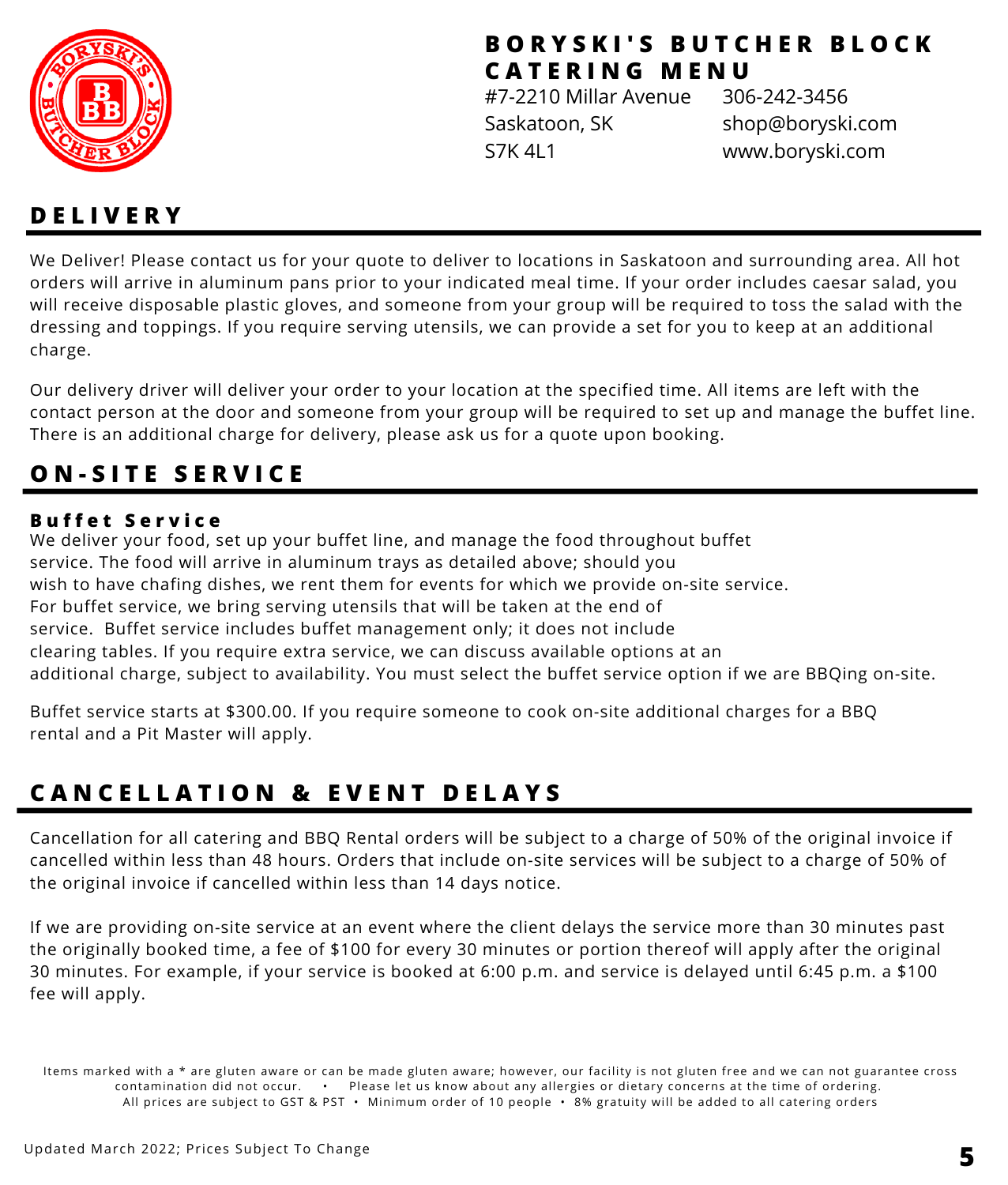# BORYSKI'S BUTCHER BLOCK CATERING MENU

#7-2210 Millar Avenue
Saskatoon, SK
S7K 4L1

306-242-3456
shop@boryski.com
www.boryski.com

## DELIVERY

We Deliver! Please contact us for your quote to deliver to locations in Saskatoon and surrounding area. All hot orders will arrive in aluminum pans prior to your indicated meal time. If your order includes caesar salad, you will receive disposable plastic gloves, and someone from your group will be required to toss the salad with the dressing and toppings. If you require serving utensils, we can provide a set for you to keep at an additional charge.

Our delivery driver will deliver your order to your location at the specified time. All items are left with the contact person at the door and someone from your group will be required to set up and manage the buffet line. There is an additional charge for delivery, please ask us for a quote upon booking.

## ON-SITE SERVICE

### Buffet Service

We deliver your food, set up your buffet line, and manage the food throughout buffet service. The food will arrive in aluminum trays as detailed above; should you wish to have chafing dishes, we rent them for events for which we provide on-site service. For buffet service, we bring serving utensils that will be taken at the end of service. Buffet service includes buffet management only; it does not include clearing tables. If you require extra service, we can discuss available options at an additional charge, subject to availability. You must select the buffet service option if we are BBQing on-site.

Buffet service starts at $300.00. If you require someone to cook on-site additional charges for a BBQ rental and a Pit Master will apply.

## CANCELLATION & EVENT DELAYS

Cancellation for all catering and BBQ Rental orders will be subject to a charge of 50% of the original invoice if cancelled within less than 48 hours. Orders that include on-site services will be subject to a charge of 50% of the original invoice if cancelled within less than 14 days notice.

If we are providing on-site service at an event where the client delays the service more than 30 minutes past the originally booked time, a fee of $100 for every 30 minutes or portion thereof will apply after the original 30 minutes. For example, if your service is booked at 6:00 p.m. and service is delayed until 6:45 p.m. a $100 fee will apply.

Items marked with a * are gluten aware or can be made gluten aware; however, our facility is not gluten free and we can not guarantee cross contamination did not occur. • Please let us know about any allergies or dietary concerns at the time of ordering.
All prices are subject to GST & PST • Minimum order of 10 people • 8% gratuity will be added to all catering orders

Updated March 2022; Prices Subject To Change